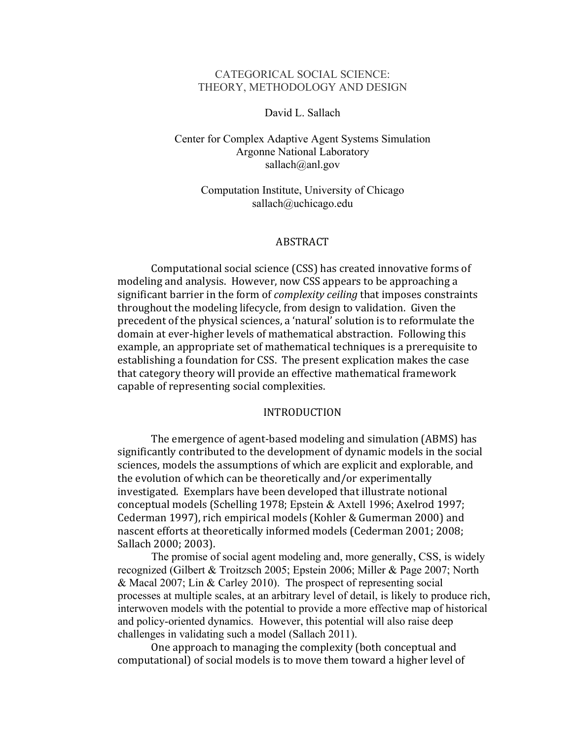# CATEGORICAL SOCIAL SCIENCE: THEORY, METHODOLOGY AND DESIGN

David L. Sallach

Center for Complex Adaptive Agent Systems Simulation
Argonne National Laboratory
sallach@anl.gov

Computation Institute, University of Chicago
sallach@uchicago.edu

## ABSTRACT

Computational social science (CSS) has created innovative forms of modeling and analysis. However, now CSS appears to be approaching a significant barrier in the form of *complexity ceiling* that imposes constraints throughout the modeling lifecycle, from design to validation. Given the precedent of the physical sciences, a 'natural' solution is to reformulate the domain at ever-higher levels of mathematical abstraction. Following this example, an appropriate set of mathematical techniques is a prerequisite to establishing a foundation for CSS. The present explication makes the case that category theory will provide an effective mathematical framework capable of representing social complexities.

## INTRODUCTION

The emergence of agent-based modeling and simulation (ABMS) has significantly contributed to the development of dynamic models in the social sciences, models the assumptions of which are explicit and explorable, and the evolution of which can be theoretically and/or experimentally investigated. Exemplars have been developed that illustrate notional conceptual models (Schelling 1978; Epstein & Axtell 1996; Axelrod 1997; Cederman 1997), rich empirical models (Kohler & Gumerman 2000) and nascent efforts at theoretically informed models (Cederman 2001; 2008; Sallach 2000; 2003).

The promise of social agent modeling and, more generally, CSS, is widely recognized (Gilbert & Troitzsch 2005; Epstein 2006; Miller & Page 2007; North & Macal 2007; Lin & Carley 2010). The prospect of representing social processes at multiple scales, at an arbitrary level of detail, is likely to produce rich, interwoven models with the potential to provide a more effective map of historical and policy-oriented dynamics. However, this potential will also raise deep challenges in validating such a model (Sallach 2011).

One approach to managing the complexity (both conceptual and computational) of social models is to move them toward a higher level of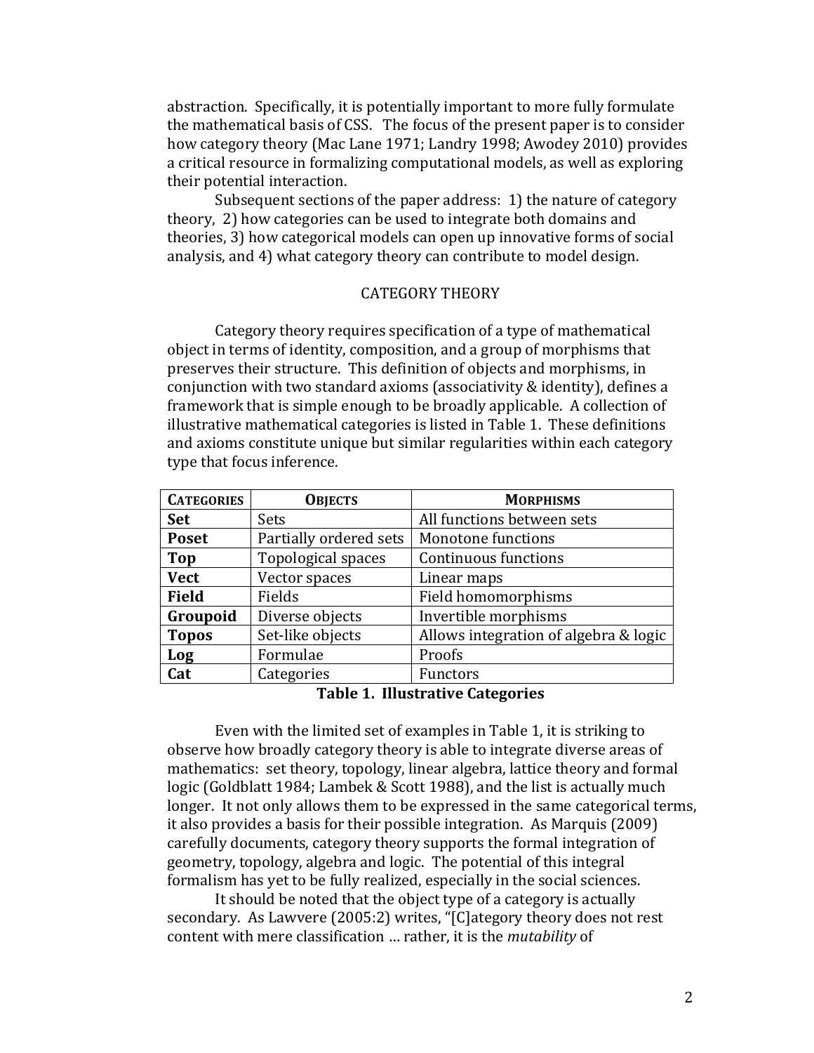abstraction. Specifically, it is potentially important to more fully formulate the mathematical basis of CSS. The focus of the present paper is to consider how category theory (Mac Lane 1971; Landry 1998; Awodey 2010) provides a critical resource in formalizing computational models, as well as exploring their potential interaction.

Subsequent sections of the paper address: 1) the nature of category theory, 2) how categories can be used to integrate both domains and theories, 3) how categorical models can open up innovative forms of social analysis, and 4) what category theory can contribute to model design.

## CATEGORY THEORY

Category theory requires specification of a type of mathematical object in terms of identity, composition, and a group of morphisms that preserves their structure. This definition of objects and morphisms, in conjunction with two standard axioms (associativity & identity), defines a framework that is simple enough to be broadly applicable. A collection of illustrative mathematical categories is listed in Table 1. These definitions and axioms constitute unique but similar regularities within each category type that focus inference.

| **Categories** | **Objects** | **Morphisms** |
|---|---|---|
| **Set** | Sets | All functions between sets |
| **Poset** | Partially ordered sets | Monotone functions |
| **Top** | Topological spaces | Continuous functions |
| **Vect** | Vector spaces | Linear maps |
| **Field** | Fields | Field homomorphisms |
| **Groupoid** | Diverse objects | Invertible morphisms |
| **Topos** | Set-like objects | Allows integration of algebra & logic |
| **Log** | Formulae | Proofs |
| **Cat** | Categories | Functors |

**Table 1. Illustrative Categories**

Even with the limited set of examples in Table 1, it is striking to observe how broadly category theory is able to integrate diverse areas of mathematics: set theory, topology, linear algebra, lattice theory and formal logic (Goldblatt 1984; Lambek & Scott 1988), and the list is actually much longer. It not only allows them to be expressed in the same categorical terms, it also provides a basis for their possible integration. As Marquis (2009) carefully documents, category theory supports the formal integration of geometry, topology, algebra and logic. The potential of this integral formalism has yet to be fully realized, especially in the social sciences.

It should be noted that the object type of a category is actually secondary. As Lawvere (2005:2) writes, "[C]ategory theory does not rest content with mere classification … rather, it is the *mutability* of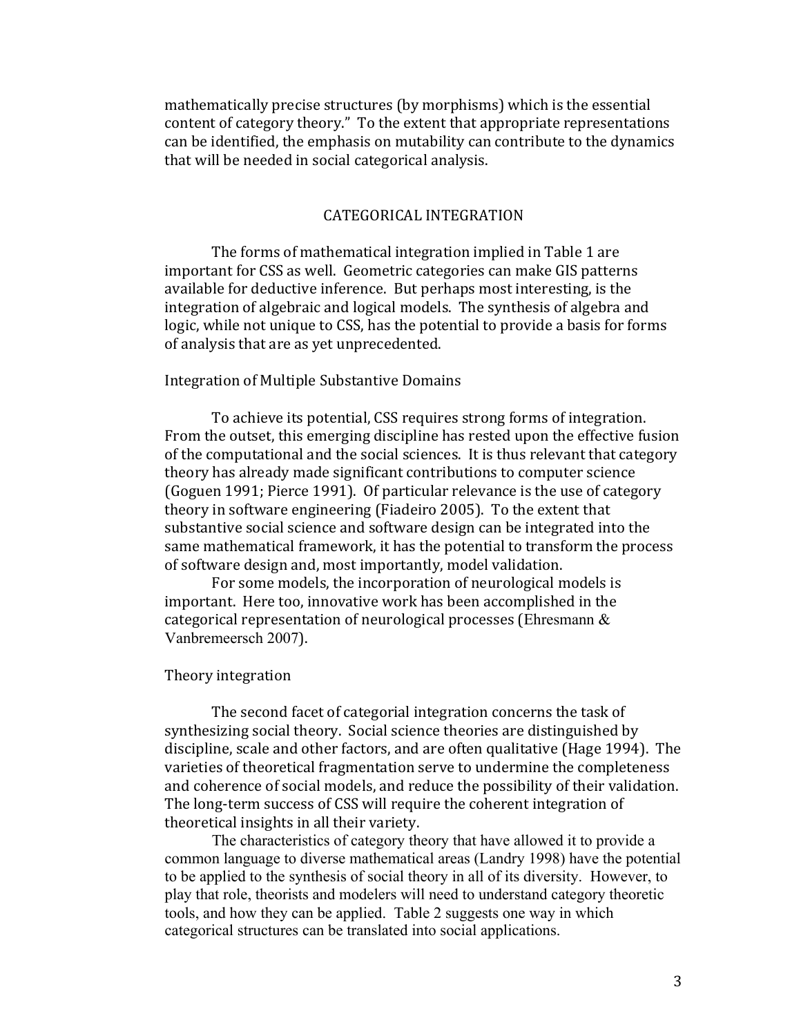mathematically precise structures (by morphisms) which is the essential content of category theory." To the extent that appropriate representations can be identified, the emphasis on mutability can contribute to the dynamics that will be needed in social categorical analysis.

## CATEGORICAL INTEGRATION

The forms of mathematical integration implied in Table 1 are important for CSS as well. Geometric categories can make GIS patterns available for deductive inference. But perhaps most interesting, is the integration of algebraic and logical models. The synthesis of algebra and logic, while not unique to CSS, has the potential to provide a basis for forms of analysis that are as yet unprecedented.

### Integration of Multiple Substantive Domains

To achieve its potential, CSS requires strong forms of integration. From the outset, this emerging discipline has rested upon the effective fusion of the computational and the social sciences. It is thus relevant that category theory has already made significant contributions to computer science (Goguen 1991; Pierce 1991). Of particular relevance is the use of category theory in software engineering (Fiadeiro 2005). To the extent that substantive social science and software design can be integrated into the same mathematical framework, it has the potential to transform the process of software design and, most importantly, model validation.

For some models, the incorporation of neurological models is important. Here too, innovative work has been accomplished in the categorical representation of neurological processes (Ehresmann & Vanbremeersch 2007).

### Theory integration

The second facet of categorial integration concerns the task of synthesizing social theory. Social science theories are distinguished by discipline, scale and other factors, and are often qualitative (Hage 1994). The varieties of theoretical fragmentation serve to undermine the completeness and coherence of social models, and reduce the possibility of their validation. The long-term success of CSS will require the coherent integration of theoretical insights in all their variety.

The characteristics of category theory that have allowed it to provide a common language to diverse mathematical areas (Landry 1998) have the potential to be applied to the synthesis of social theory in all of its diversity. However, to play that role, theorists and modelers will need to understand category theoretic tools, and how they can be applied. Table 2 suggests one way in which categorical structures can be translated into social applications.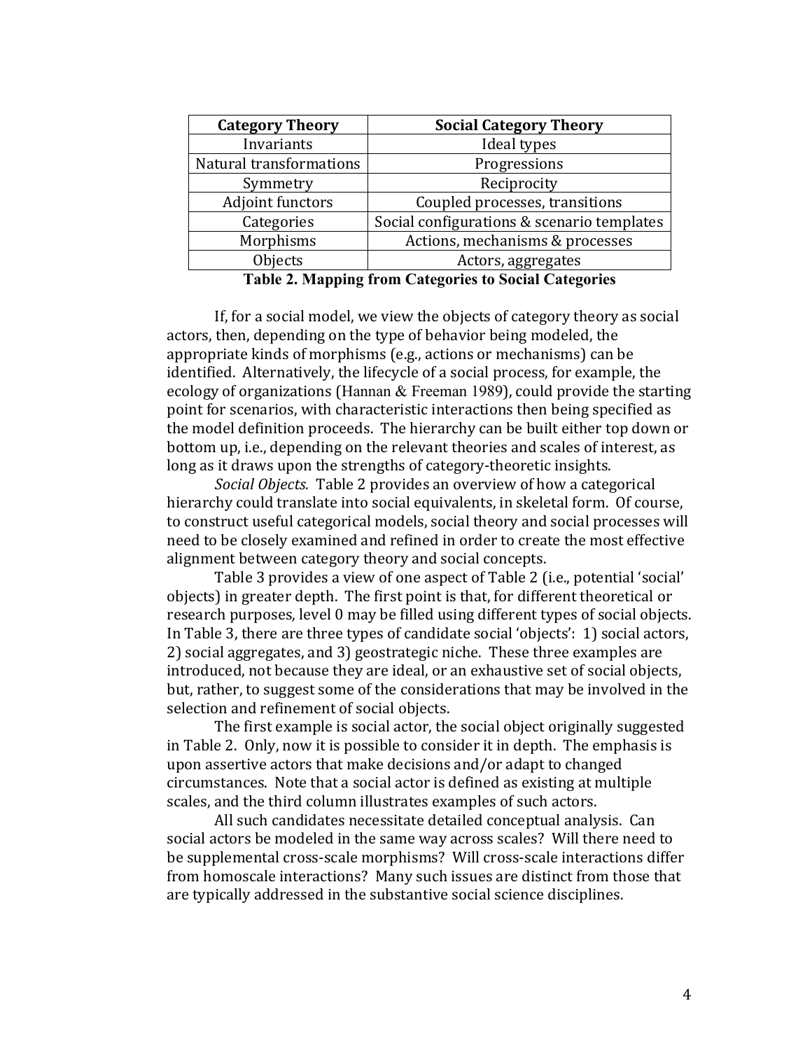| Category Theory | Social Category Theory |
|---|---|
| Invariants | Ideal types |
| Natural transformations | Progressions |
| Symmetry | Reciprocity |
| Adjoint functors | Coupled processes, transitions |
| Categories | Social configurations & scenario templates |
| Morphisms | Actions, mechanisms & processes |
| Objects | Actors, aggregates |

**Table 2. Mapping from Categories to Social Categories**

If, for a social model, we view the objects of category theory as social actors, then, depending on the type of behavior being modeled, the appropriate kinds of morphisms (e.g., actions or mechanisms) can be identified. Alternatively, the lifecycle of a social process, for example, the ecology of organizations (Hannan & Freeman 1989), could provide the starting point for scenarios, with characteristic interactions then being specified as the model definition proceeds. The hierarchy can be built either top down or bottom up, i.e., depending on the relevant theories and scales of interest, as long as it draws upon the strengths of category-theoretic insights.

*Social Objects.* Table 2 provides an overview of how a categorical hierarchy could translate into social equivalents, in skeletal form. Of course, to construct useful categorical models, social theory and social processes will need to be closely examined and refined in order to create the most effective alignment between category theory and social concepts.

Table 3 provides a view of one aspect of Table 2 (i.e., potential 'social' objects) in greater depth. The first point is that, for different theoretical or research purposes, level 0 may be filled using different types of social objects. In Table 3, there are three types of candidate social 'objects': 1) social actors, 2) social aggregates, and 3) geostrategic niche. These three examples are introduced, not because they are ideal, or an exhaustive set of social objects, but, rather, to suggest some of the considerations that may be involved in the selection and refinement of social objects.

The first example is social actor, the social object originally suggested in Table 2. Only, now it is possible to consider it in depth. The emphasis is upon assertive actors that make decisions and/or adapt to changed circumstances. Note that a social actor is defined as existing at multiple scales, and the third column illustrates examples of such actors.

All such candidates necessitate detailed conceptual analysis. Can social actors be modeled in the same way across scales? Will there need to be supplemental cross-scale morphisms? Will cross-scale interactions differ from homoscale interactions? Many such issues are distinct from those that are typically addressed in the substantive social science disciplines.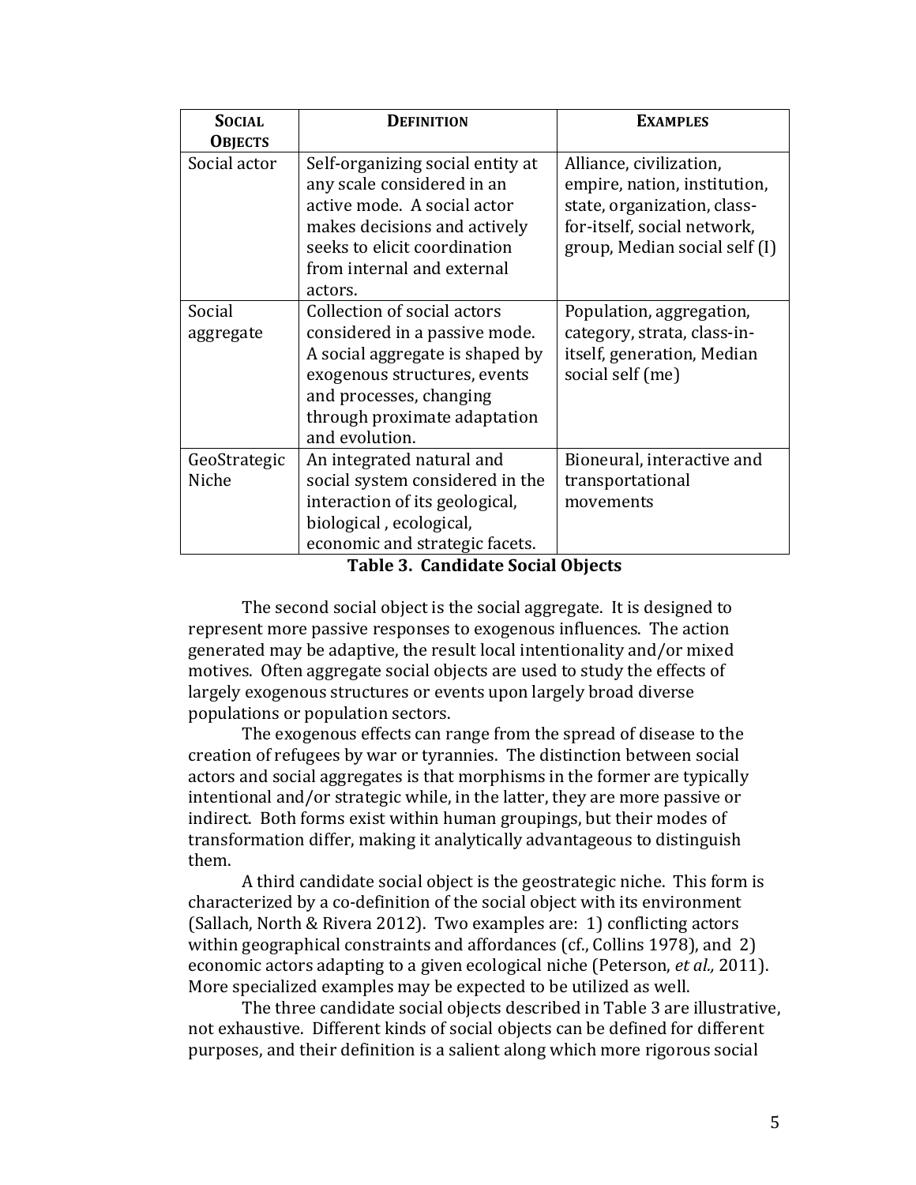| **Social Objects** | **Definition** | **Examples** |
|---|---|---|
| Social actor | Self-organizing social entity at any scale considered in an active mode. A social actor makes decisions and actively seeks to elicit coordination from internal and external actors. | Alliance, civilization, empire, nation, institution, state, organization, class-for-itself, social network, group, Median social self (I) |
| Social aggregate | Collection of social actors considered in a passive mode. A social aggregate is shaped by exogenous structures, events and processes, changing through proximate adaptation and evolution. | Population, aggregation, category, strata, class-in-itself, generation, Median social self (me) |
| GeoStrategic Niche | An integrated natural and social system considered in the interaction of its geological, biological , ecological, economic and strategic facets. | Bioneural, interactive and transportational movements |

**Table 3. Candidate Social Objects**

The second social object is the social aggregate. It is designed to represent more passive responses to exogenous influences. The action generated may be adaptive, the result local intentionality and/or mixed motives. Often aggregate social objects are used to study the effects of largely exogenous structures or events upon largely broad diverse populations or population sectors.

The exogenous effects can range from the spread of disease to the creation of refugees by war or tyrannies. The distinction between social actors and social aggregates is that morphisms in the former are typically intentional and/or strategic while, in the latter, they are more passive or indirect. Both forms exist within human groupings, but their modes of transformation differ, making it analytically advantageous to distinguish them.

A third candidate social object is the geostrategic niche. This form is characterized by a co-definition of the social object with its environment (Sallach, North & Rivera 2012). Two examples are: 1) conflicting actors within geographical constraints and affordances (cf., Collins 1978), and 2) economic actors adapting to a given ecological niche (Peterson, *et al.,* 2011). More specialized examples may be expected to be utilized as well.

The three candidate social objects described in Table 3 are illustrative, not exhaustive. Different kinds of social objects can be defined for different purposes, and their definition is a salient along which more rigorous social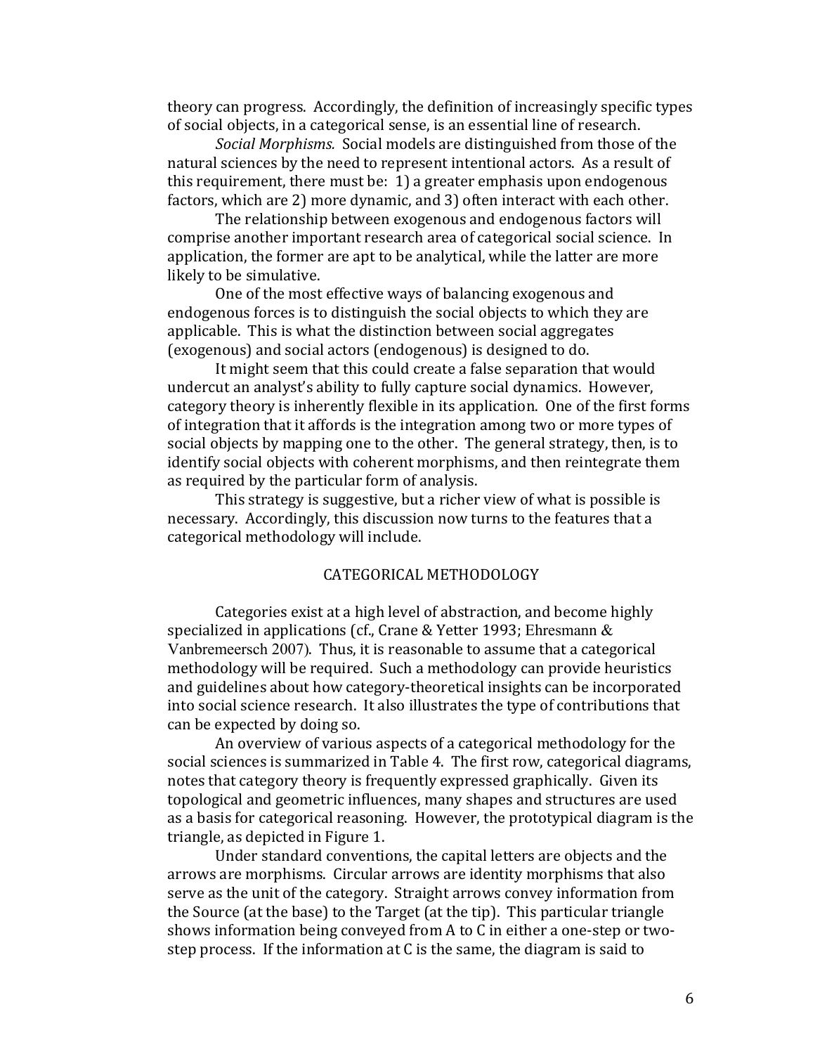theory can progress. Accordingly, the definition of increasingly specific types of social objects, in a categorical sense, is an essential line of research.

*Social Morphisms.* Social models are distinguished from those of the natural sciences by the need to represent intentional actors. As a result of this requirement, there must be: 1) a greater emphasis upon endogenous factors, which are 2) more dynamic, and 3) often interact with each other.

The relationship between exogenous and endogenous factors will comprise another important research area of categorical social science. In application, the former are apt to be analytical, while the latter are more likely to be simulative.

One of the most effective ways of balancing exogenous and endogenous forces is to distinguish the social objects to which they are applicable. This is what the distinction between social aggregates (exogenous) and social actors (endogenous) is designed to do.

It might seem that this could create a false separation that would undercut an analyst's ability to fully capture social dynamics. However, category theory is inherently flexible in its application. One of the first forms of integration that it affords is the integration among two or more types of social objects by mapping one to the other. The general strategy, then, is to identify social objects with coherent morphisms, and then reintegrate them as required by the particular form of analysis.

This strategy is suggestive, but a richer view of what is possible is necessary. Accordingly, this discussion now turns to the features that a categorical methodology will include.

## CATEGORICAL METHODOLOGY

Categories exist at a high level of abstraction, and become highly specialized in applications (cf., Crane & Yetter 1993; Ehresmann & Vanbremeersch 2007). Thus, it is reasonable to assume that a categorical methodology will be required. Such a methodology can provide heuristics and guidelines about how category-theoretical insights can be incorporated into social science research. It also illustrates the type of contributions that can be expected by doing so.

An overview of various aspects of a categorical methodology for the social sciences is summarized in Table 4. The first row, categorical diagrams, notes that category theory is frequently expressed graphically. Given its topological and geometric influences, many shapes and structures are used as a basis for categorical reasoning. However, the prototypical diagram is the triangle, as depicted in Figure 1.

Under standard conventions, the capital letters are objects and the arrows are morphisms. Circular arrows are identity morphisms that also serve as the unit of the category. Straight arrows convey information from the Source (at the base) to the Target (at the tip). This particular triangle shows information being conveyed from A to C in either a one-step or two-step process. If the information at C is the same, the diagram is said to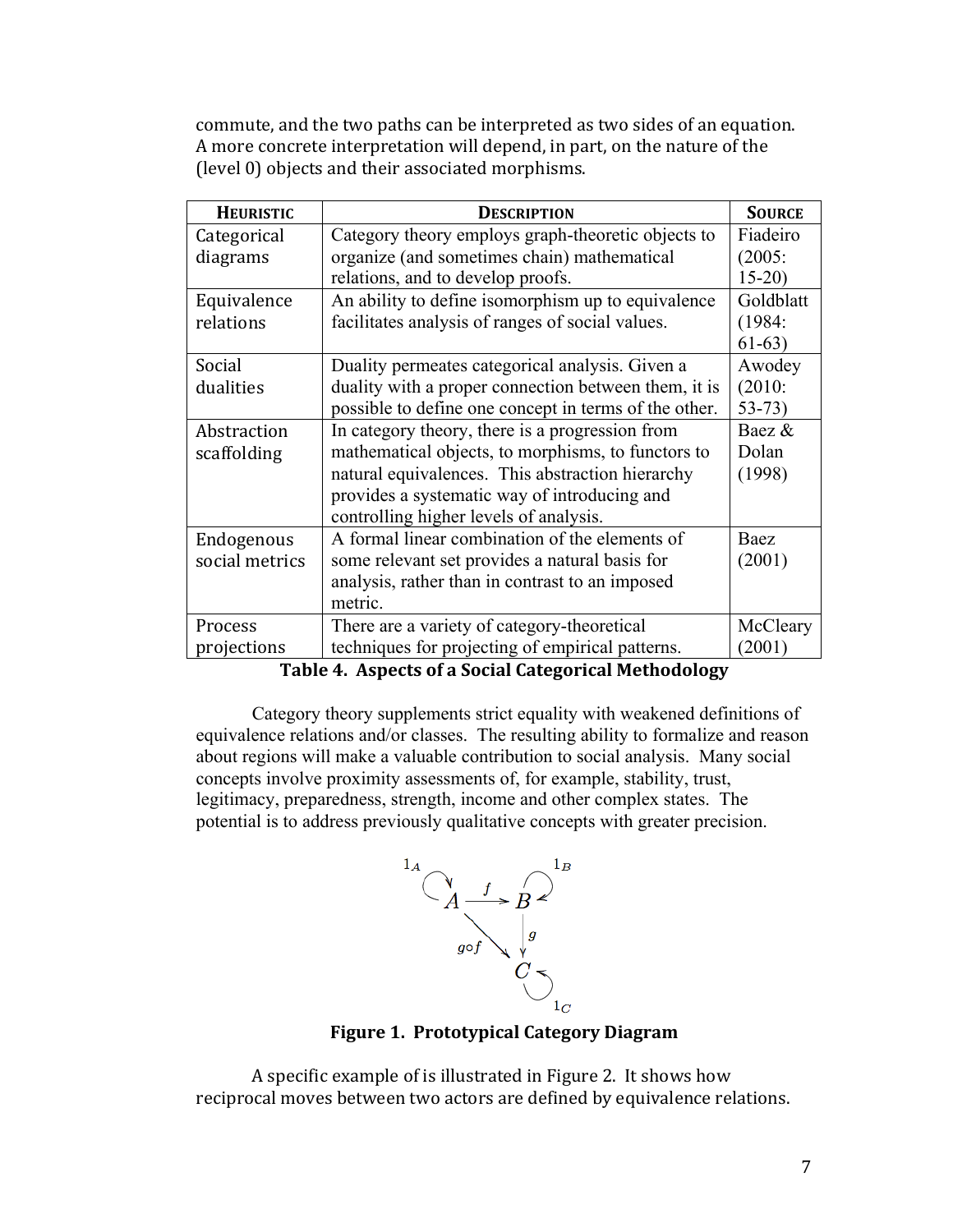commute, and the two paths can be interpreted as two sides of an equation. A more concrete interpretation will depend, in part, on the nature of the (level 0) objects and their associated morphisms.

| **Heuristic** | **Description** | **Source** |
|---|---|---|
| Categorical diagrams | Category theory employs graph-theoretic objects to organize (and sometimes chain) mathematical relations, and to develop proofs. | Fiadeiro (2005: 15-20) |
| Equivalence relations | An ability to define isomorphism up to equivalence facilitates analysis of ranges of social values. | Goldblatt (1984: 61-63) |
| Social dualities | Duality permeates categorical analysis. Given a duality with a proper connection between them, it is possible to define one concept in terms of the other. | Awodey (2010: 53-73) |
| Abstraction scaffolding | In category theory, there is a progression from mathematical objects, to morphisms, to functors to natural equivalences. This abstraction hierarchy provides a systematic way of introducing and controlling higher levels of analysis. | Baez & Dolan (1998) |
| Endogenous social metrics | A formal linear combination of the elements of some relevant set provides a natural basis for analysis, rather than in contrast to an imposed metric. | Baez (2001) |
| Process projections | There are a variety of category-theoretical techniques for projecting of empirical patterns. | McCleary (2001) |

**Table 4. Aspects of a Social Categorical Methodology**

Category theory supplements strict equality with weakened definitions of equivalence relations and/or classes. The resulting ability to formalize and reason about regions will make a valuable contribution to social analysis. Many social concepts involve proximity assessments of, for example, stability, trust, legitimacy, preparedness, strength, income and other complex states. The potential is to address previously qualitative concepts with greater precision.

**Figure 1. Prototypical Category Diagram**

A specific example of is illustrated in Figure 2. It shows how reciprocal moves between two actors are defined by equivalence relations.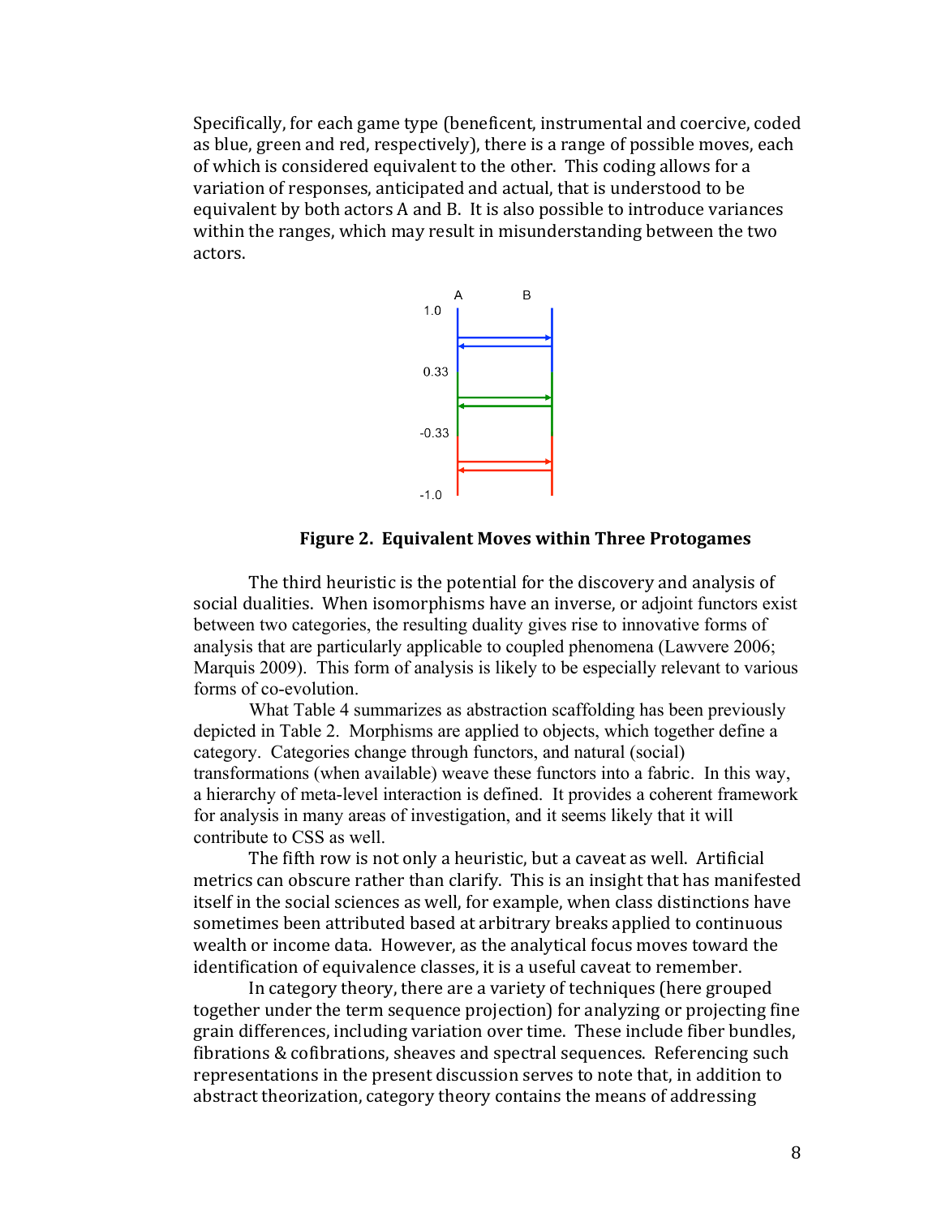Specifically, for each game type (beneficent, instrumental and coercive, coded as blue, green and red, respectively), there is a range of possible moves, each of which is considered equivalent to the other. This coding allows for a variation of responses, anticipated and actual, that is understood to be equivalent by both actors A and B. It is also possible to introduce variances within the ranges, which may result in misunderstanding between the two actors.

**Figure 2. Equivalent Moves within Three Protogames**

The third heuristic is the potential for the discovery and analysis of social dualities. When isomorphisms have an inverse, or adjoint functors exist between two categories, the resulting duality gives rise to innovative forms of analysis that are particularly applicable to coupled phenomena (Lawvere 2006; Marquis 2009). This form of analysis is likely to be especially relevant to various forms of co-evolution.

What Table 4 summarizes as abstraction scaffolding has been previously depicted in Table 2. Morphisms are applied to objects, which together define a category. Categories change through functors, and natural (social) transformations (when available) weave these functors into a fabric. In this way, a hierarchy of meta-level interaction is defined. It provides a coherent framework for analysis in many areas of investigation, and it seems likely that it will contribute to CSS as well.

The fifth row is not only a heuristic, but a caveat as well. Artificial metrics can obscure rather than clarify. This is an insight that has manifested itself in the social sciences as well, for example, when class distinctions have sometimes been attributed based at arbitrary breaks applied to continuous wealth or income data. However, as the analytical focus moves toward the identification of equivalence classes, it is a useful caveat to remember.

In category theory, there are a variety of techniques (here grouped together under the term sequence projection) for analyzing or projecting fine grain differences, including variation over time. These include fiber bundles, fibrations & cofibrations, sheaves and spectral sequences. Referencing such representations in the present discussion serves to note that, in addition to abstract theorization, category theory contains the means of addressing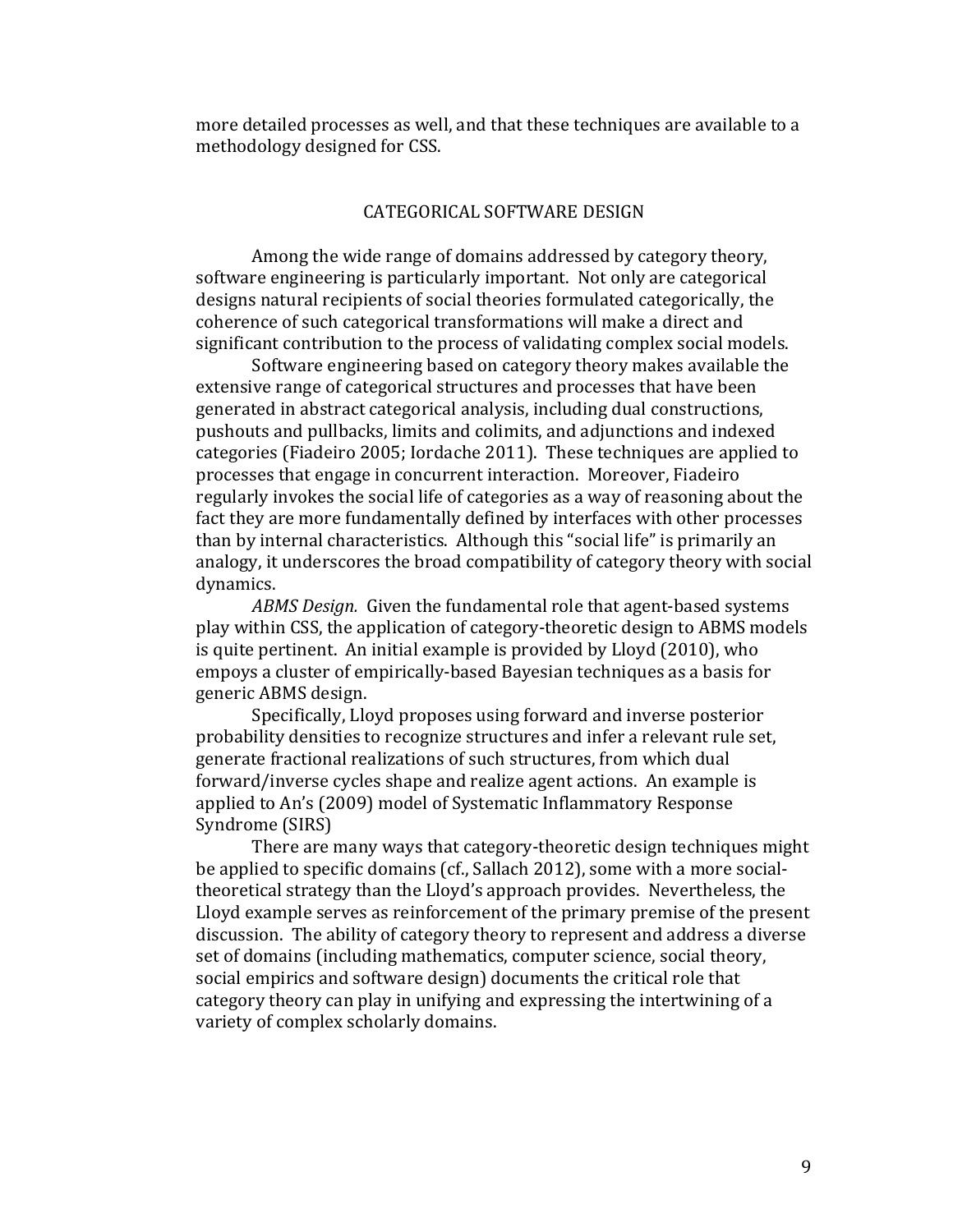more detailed processes as well, and that these techniques are available to a methodology designed for CSS.

## CATEGORICAL SOFTWARE DESIGN

Among the wide range of domains addressed by category theory, software engineering is particularly important. Not only are categorical designs natural recipients of social theories formulated categorically, the coherence of such categorical transformations will make a direct and significant contribution to the process of validating complex social models.

Software engineering based on category theory makes available the extensive range of categorical structures and processes that have been generated in abstract categorical analysis, including dual constructions, pushouts and pullbacks, limits and colimits, and adjunctions and indexed categories (Fiadeiro 2005; Iordache 2011). These techniques are applied to processes that engage in concurrent interaction. Moreover, Fiadeiro regularly invokes the social life of categories as a way of reasoning about the fact they are more fundamentally defined by interfaces with other processes than by internal characteristics. Although this "social life" is primarily an analogy, it underscores the broad compatibility of category theory with social dynamics.

*ABMS Design.* Given the fundamental role that agent-based systems play within CSS, the application of category-theoretic design to ABMS models is quite pertinent. An initial example is provided by Lloyd (2010), who empoys a cluster of empirically-based Bayesian techniques as a basis for generic ABMS design.

Specifically, Lloyd proposes using forward and inverse posterior probability densities to recognize structures and infer a relevant rule set, generate fractional realizations of such structures, from which dual forward/inverse cycles shape and realize agent actions. An example is applied to An's (2009) model of Systematic Inflammatory Response Syndrome (SIRS)

There are many ways that category-theoretic design techniques might be applied to specific domains (cf., Sallach 2012), some with a more social-theoretical strategy than the Lloyd's approach provides. Nevertheless, the Lloyd example serves as reinforcement of the primary premise of the present discussion. The ability of category theory to represent and address a diverse set of domains (including mathematics, computer science, social theory, social empirics and software design) documents the critical role that category theory can play in unifying and expressing the intertwining of a variety of complex scholarly domains.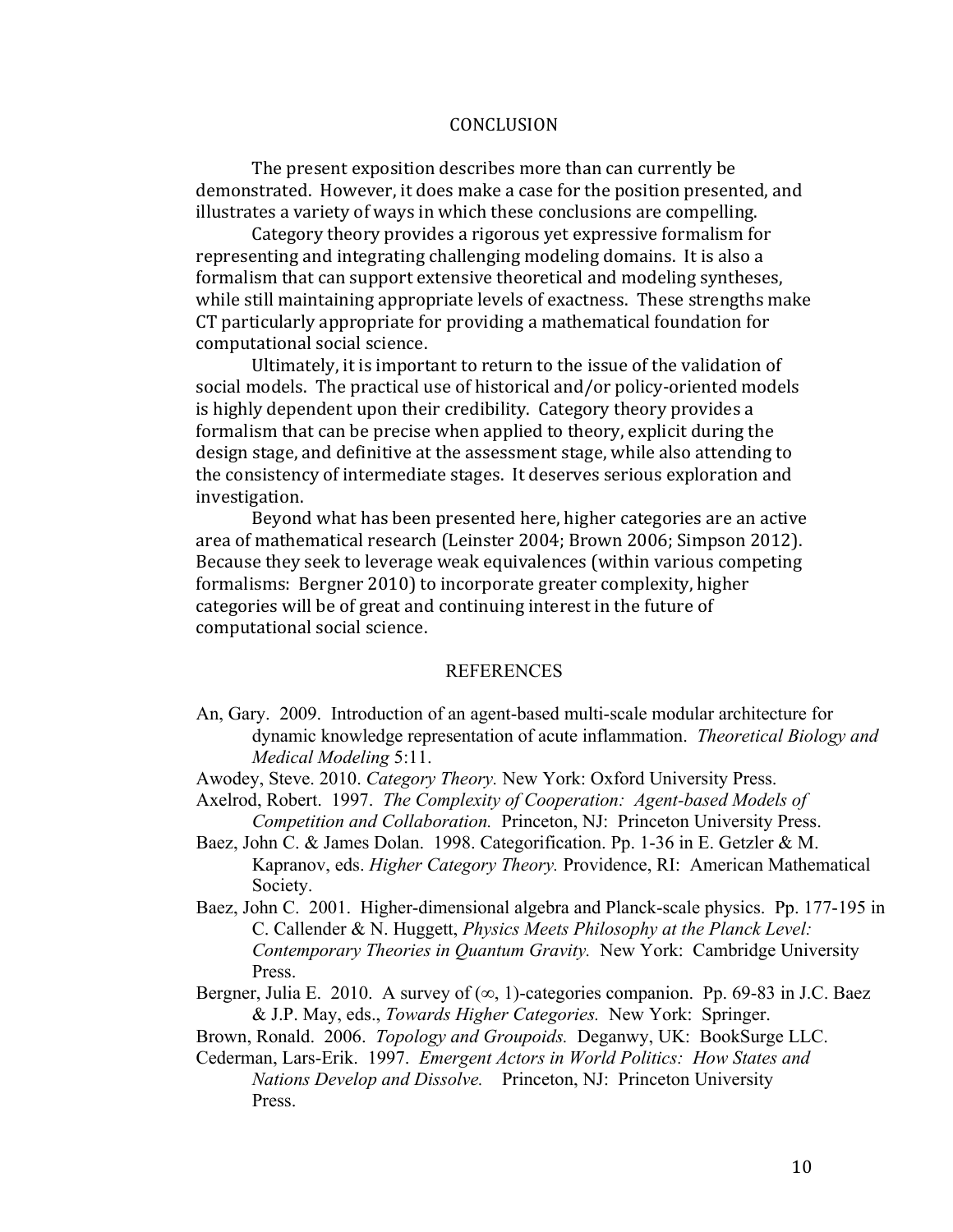## CONCLUSION

The present exposition describes more than can currently be demonstrated. However, it does make a case for the position presented, and illustrates a variety of ways in which these conclusions are compelling.

Category theory provides a rigorous yet expressive formalism for representing and integrating challenging modeling domains. It is also a formalism that can support extensive theoretical and modeling syntheses, while still maintaining appropriate levels of exactness. These strengths make CT particularly appropriate for providing a mathematical foundation for computational social science.

Ultimately, it is important to return to the issue of the validation of social models. The practical use of historical and/or policy-oriented models is highly dependent upon their credibility. Category theory provides a formalism that can be precise when applied to theory, explicit during the design stage, and definitive at the assessment stage, while also attending to the consistency of intermediate stages. It deserves serious exploration and investigation.

Beyond what has been presented here, higher categories are an active area of mathematical research (Leinster 2004; Brown 2006; Simpson 2012). Because they seek to leverage weak equivalences (within various competing formalisms: Bergner 2010) to incorporate greater complexity, higher categories will be of great and continuing interest in the future of computational social science.

## REFERENCES

An, Gary. 2009. Introduction of an agent-based multi-scale modular architecture for dynamic knowledge representation of acute inflammation. *Theoretical Biology and Medical Modeling* 5:11.

Awodey, Steve. 2010. *Category Theory.* New York: Oxford University Press.

Axelrod, Robert. 1997. *The Complexity of Cooperation: Agent-based Models of Competition and Collaboration.* Princeton, NJ: Princeton University Press.

Baez, John C. & James Dolan. 1998. Categorification. Pp. 1-36 in E. Getzler & M. Kapranov, eds. *Higher Category Theory.* Providence, RI: American Mathematical Society.

Baez, John C. 2001. Higher-dimensional algebra and Planck-scale physics. Pp. 177-195 in C. Callender & N. Huggett, *Physics Meets Philosophy at the Planck Level: Contemporary Theories in Quantum Gravity.* New York: Cambridge University Press.

Bergner, Julia E. 2010. A survey of $(\infty, 1)$-categories companion. Pp. 69-83 in J.C. Baez & J.P. May, eds., *Towards Higher Categories.* New York: Springer.

Brown, Ronald. 2006. *Topology and Groupoids.* Deganwy, UK: BookSurge LLC.

Cederman, Lars-Erik. 1997. *Emergent Actors in World Politics: How States and Nations Develop and Dissolve.* Princeton, NJ: Princeton University Press.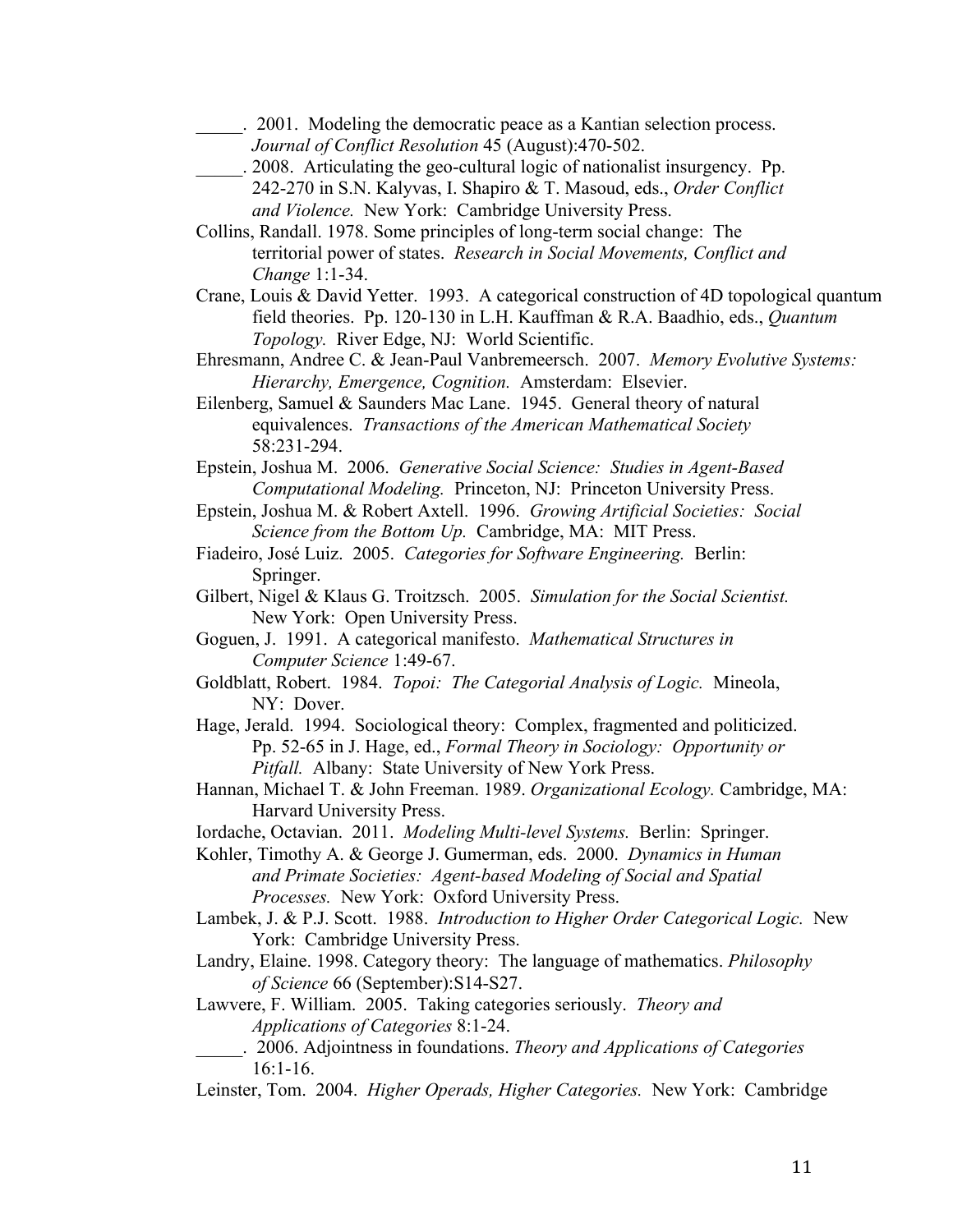\_\_\_\_\_. 2001. Modeling the democratic peace as a Kantian selection process. *Journal of Conflict Resolution* 45 (August):470-502.

\_\_\_\_\_. 2008. Articulating the geo-cultural logic of nationalist insurgency. Pp. 242-270 in S.N. Kalyvas, I. Shapiro & T. Masoud, eds., *Order Conflict and Violence.* New York: Cambridge University Press.

Collins, Randall. 1978. Some principles of long-term social change: The territorial power of states. *Research in Social Movements, Conflict and Change* 1:1-34.

Crane, Louis & David Yetter. 1993. A categorical construction of 4D topological quantum field theories. Pp. 120-130 in L.H. Kauffman & R.A. Baadhio, eds., *Quantum Topology.* River Edge, NJ: World Scientific.

Ehresmann, Andree C. & Jean-Paul Vanbremeersch. 2007. *Memory Evolutive Systems: Hierarchy, Emergence, Cognition.* Amsterdam: Elsevier.

Eilenberg, Samuel & Saunders Mac Lane. 1945. General theory of natural equivalences. *Transactions of the American Mathematical Society* 58:231-294.

Epstein, Joshua M. 2006. *Generative Social Science: Studies in Agent-Based Computational Modeling.* Princeton, NJ: Princeton University Press.

Epstein, Joshua M. & Robert Axtell. 1996. *Growing Artificial Societies: Social Science from the Bottom Up.* Cambridge, MA: MIT Press.

Fiadeiro, José Luiz. 2005. *Categories for Software Engineering.* Berlin: Springer.

Gilbert, Nigel & Klaus G. Troitzsch. 2005. *Simulation for the Social Scientist.* New York: Open University Press.

Goguen, J. 1991. A categorical manifesto. *Mathematical Structures in Computer Science* 1:49-67.

Goldblatt, Robert. 1984. *Topoi: The Categorial Analysis of Logic.* Mineola, NY: Dover.

Hage, Jerald. 1994. Sociological theory: Complex, fragmented and politicized. Pp. 52-65 in J. Hage, ed., *Formal Theory in Sociology: Opportunity or Pitfall.* Albany: State University of New York Press.

Hannan, Michael T. & John Freeman. 1989. *Organizational Ecology.* Cambridge, MA: Harvard University Press.

Iordache, Octavian. 2011. *Modeling Multi-level Systems.* Berlin: Springer.

Kohler, Timothy A. & George J. Gumerman, eds. 2000. *Dynamics in Human and Primate Societies: Agent-based Modeling of Social and Spatial Processes.* New York: Oxford University Press.

Lambek, J. & P.J. Scott. 1988. *Introduction to Higher Order Categorical Logic.* New York: Cambridge University Press.

Landry, Elaine. 1998. Category theory: The language of mathematics. *Philosophy of Science* 66 (September):S14-S27.

Lawvere, F. William. 2005. Taking categories seriously. *Theory and Applications of Categories* 8:1-24.

\_\_\_\_\_. 2006. Adjointness in foundations. *Theory and Applications of Categories* 16:1-16.

Leinster, Tom. 2004. *Higher Operads, Higher Categories.* New York: Cambridge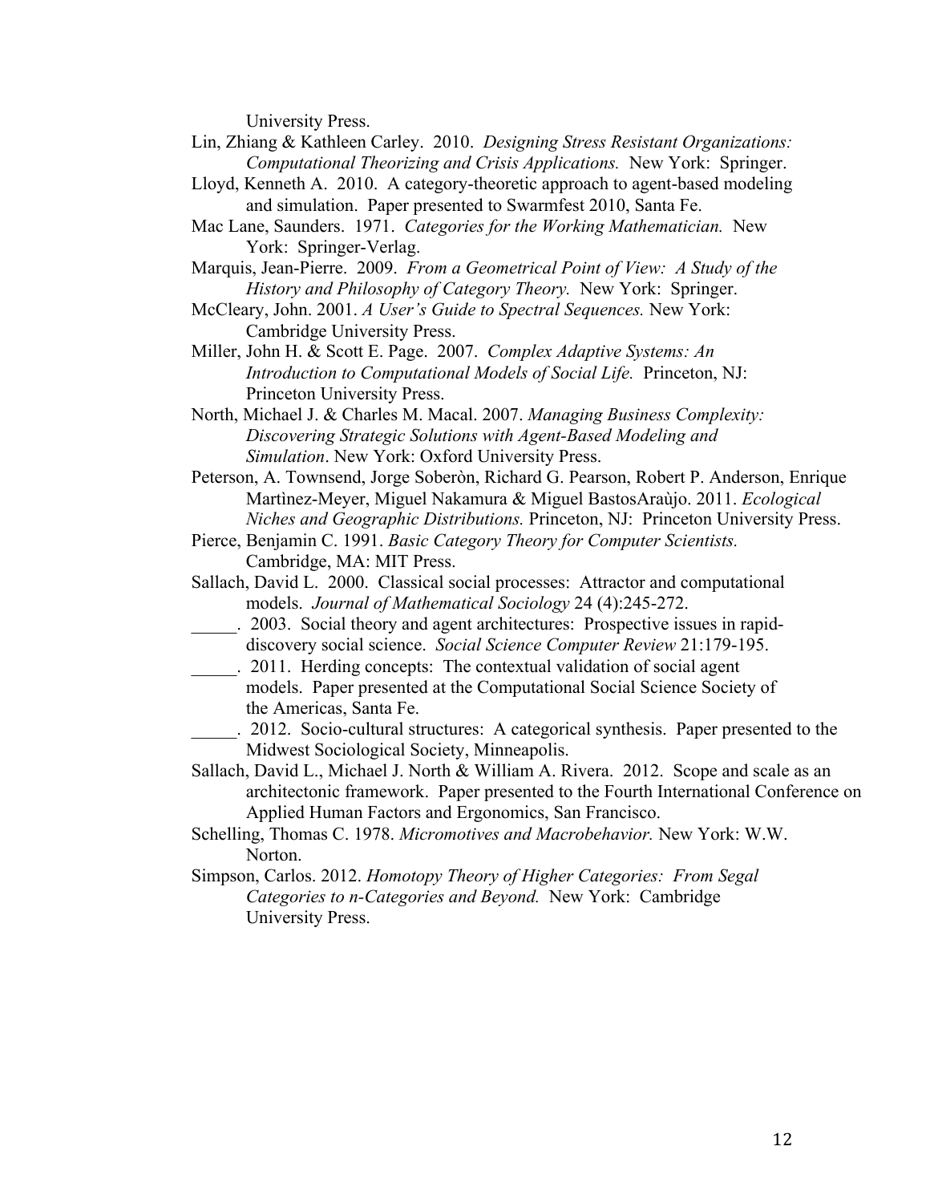University Press.

Lin, Zhiang & Kathleen Carley. 2010. *Designing Stress Resistant Organizations: Computational Theorizing and Crisis Applications.* New York: Springer.

Lloyd, Kenneth A. 2010. A category-theoretic approach to agent-based modeling and simulation. Paper presented to Swarmfest 2010, Santa Fe.

Mac Lane, Saunders. 1971. *Categories for the Working Mathematician.* New York: Springer-Verlag.

Marquis, Jean-Pierre. 2009. *From a Geometrical Point of View: A Study of the History and Philosophy of Category Theory.* New York: Springer.

McCleary, John. 2001. *A User's Guide to Spectral Sequences.* New York: Cambridge University Press.

Miller, John H. & Scott E. Page. 2007. *Complex Adaptive Systems: An Introduction to Computational Models of Social Life.* Princeton, NJ: Princeton University Press.

North, Michael J. & Charles M. Macal. 2007. *Managing Business Complexity: Discovering Strategic Solutions with Agent-Based Modeling and Simulation*. New York: Oxford University Press.

Peterson, A. Townsend, Jorge Soberòn, Richard G. Pearson, Robert P. Anderson, Enrique Martìnez-Meyer, Miguel Nakamura & Miguel BastosAraùjo. 2011. *Ecological Niches and Geographic Distributions.* Princeton, NJ: Princeton University Press.

Pierce, Benjamin C. 1991. *Basic Category Theory for Computer Scientists.* Cambridge, MA: MIT Press.

Sallach, David L. 2000. Classical social processes: Attractor and computational models. *Journal of Mathematical Sociology* 24 (4):245-272.

_____. 2003. Social theory and agent architectures: Prospective issues in rapid-discovery social science. *Social Science Computer Review* 21:179-195.

_____. 2011. Herding concepts: The contextual validation of social agent models. Paper presented at the Computational Social Science Society of the Americas, Santa Fe.

_____. 2012. Socio-cultural structures: A categorical synthesis. Paper presented to the Midwest Sociological Society, Minneapolis.

Sallach, David L., Michael J. North & William A. Rivera. 2012. Scope and scale as an architectonic framework. Paper presented to the Fourth International Conference on Applied Human Factors and Ergonomics, San Francisco.

Schelling, Thomas C. 1978. *Micromotives and Macrobehavior.* New York: W.W. Norton.

Simpson, Carlos. 2012. *Homotopy Theory of Higher Categories: From Segal Categories to n-Categories and Beyond.* New York: Cambridge University Press.